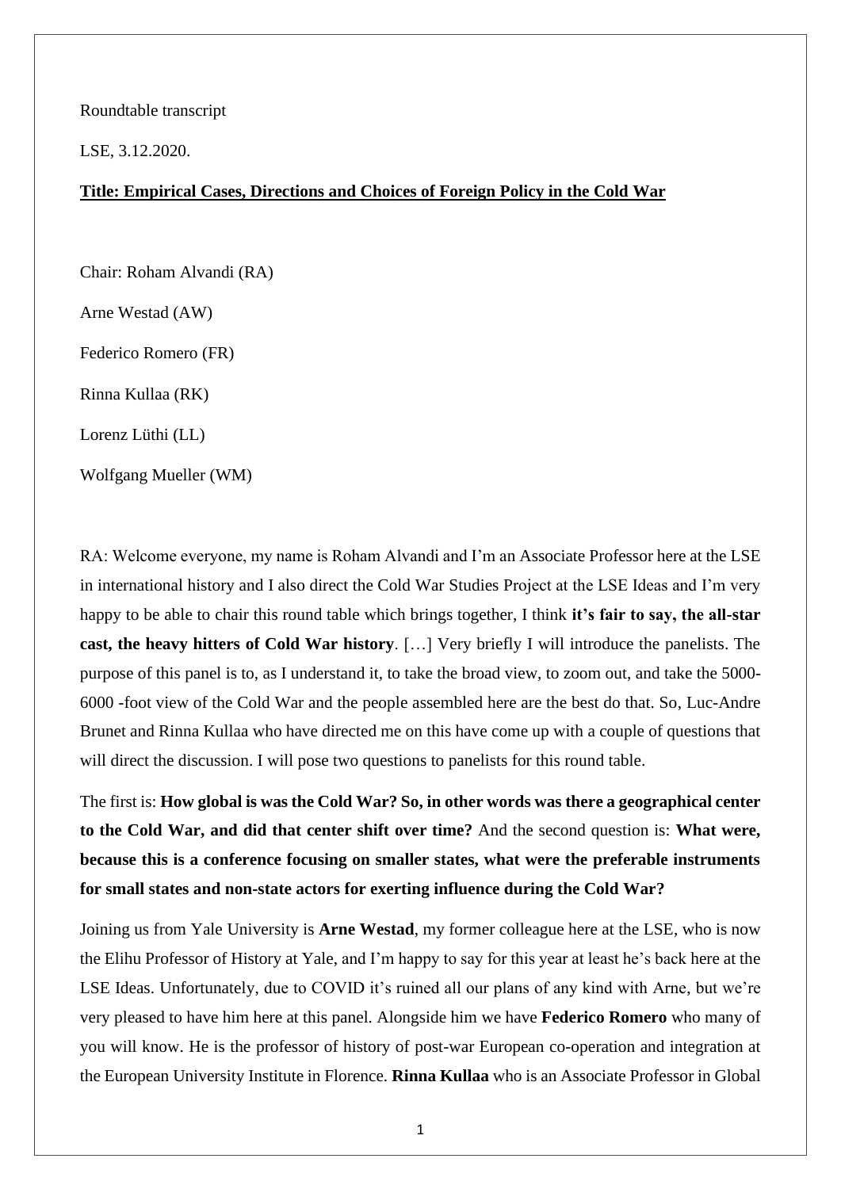Roundtable transcript

LSE, 3.12.2020.

**<u>Title: Empirical Cases, Directions and Choices of Foreign Policy in the Cold War</u>**

Chair: Roham Alvandi (RA)

Arne Westad (AW)

Federico Romero (FR)

Rinna Kullaa (RK)

Lorenz Lüthi (LL)

Wolfgang Mueller (WM)

RA: Welcome everyone, my name is Roham Alvandi and I'm an Associate Professor here at the LSE in international history and I also direct the Cold War Studies Project at the LSE Ideas and I'm very happy to be able to chair this round table which brings together, I think **it's fair to say, the all-star cast, the heavy hitters of Cold War history**. […] Very briefly I will introduce the panelists. The purpose of this panel is to, as I understand it, to take the broad view, to zoom out, and take the 5000-6000 -foot view of the Cold War and the people assembled here are the best do that. So, Luc-Andre Brunet and Rinna Kullaa who have directed me on this have come up with a couple of questions that will direct the discussion. I will pose two questions to panelists for this round table.

The first is: **How global is was the Cold War? So, in other words was there a geographical center to the Cold War, and did that center shift over time?** And the second question is: **What were, because this is a conference focusing on smaller states, what were the preferable instruments for small states and non-state actors for exerting influence during the Cold War?**

Joining us from Yale University is **Arne Westad**, my former colleague here at the LSE, who is now the Elihu Professor of History at Yale, and I'm happy to say for this year at least he's back here at the LSE Ideas. Unfortunately, due to COVID it's ruined all our plans of any kind with Arne, but we're very pleased to have him here at this panel. Alongside him we have **Federico Romero** who many of you will know. He is the professor of history of post-war European co-operation and integration at the European University Institute in Florence. **Rinna Kullaa** who is an Associate Professor in Global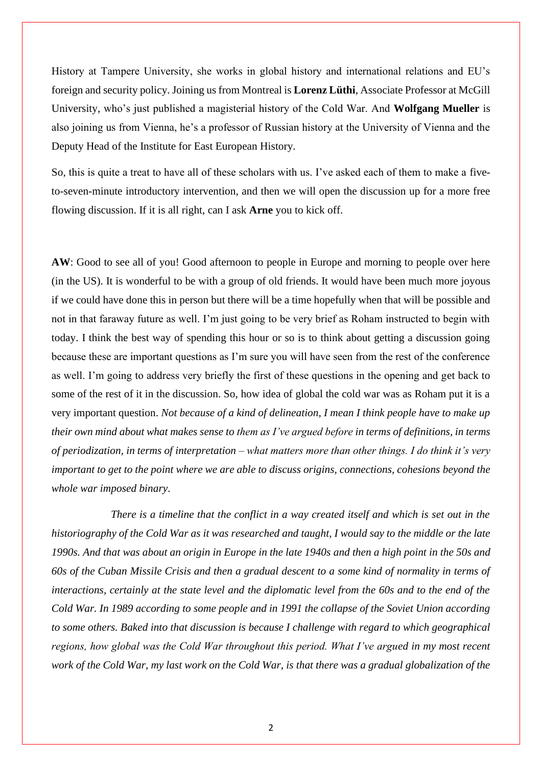History at Tampere University, she works in global history and international relations and EU's foreign and security policy. Joining us from Montreal is **Lorenz Lüthi**, Associate Professor at McGill University, who's just published a magisterial history of the Cold War. And **Wolfgang Mueller** is also joining us from Vienna, he's a professor of Russian history at the University of Vienna and the Deputy Head of the Institute for East European History.

So, this is quite a treat to have all of these scholars with us. I've asked each of them to make a five-to-seven-minute introductory intervention, and then we will open the discussion up for a more free flowing discussion. If it is all right, can I ask **Arne** you to kick off.

**AW**: Good to see all of you! Good afternoon to people in Europe and morning to people over here (in the US). It is wonderful to be with a group of old friends. It would have been much more joyous if we could have done this in person but there will be a time hopefully when that will be possible and not in that faraway future as well. I'm just going to be very brief as Roham instructed to begin with today. I think the best way of spending this hour or so is to think about getting a discussion going because these are important questions as I'm sure you will have seen from the rest of the conference as well. I'm going to address very briefly the first of these questions in the opening and get back to some of the rest of it in the discussion. So, how idea of global the cold war was as Roham put it is a very important question. *Not because of a kind of delineation, I mean I think people have to make up their own mind about what makes sense to them as I've argued before in terms of definitions, in terms of periodization, in terms of interpretation – what matters more than other things. I do think it's very important to get to the point where we are able to discuss origins, connections, cohesions beyond the whole war imposed binary*.

*There is a timeline that the conflict in a way created itself and which is set out in the historiography of the Cold War as it was researched and taught, I would say to the middle or the late 1990s. And that was about an origin in Europe in the late 1940s and then a high point in the 50s and 60s of the Cuban Missile Crisis and then a gradual descent to a some kind of normality in terms of interactions, certainly at the state level and the diplomatic level from the 60s and to the end of the Cold War. In 1989 according to some people and in 1991 the collapse of the Soviet Union according to some others. Baked into that discussion is because I challenge with regard to which geographical regions, how global was the Cold War throughout this period. What I've argued in my most recent work of the Cold War, my last work on the Cold War, is that there was a gradual globalization of the*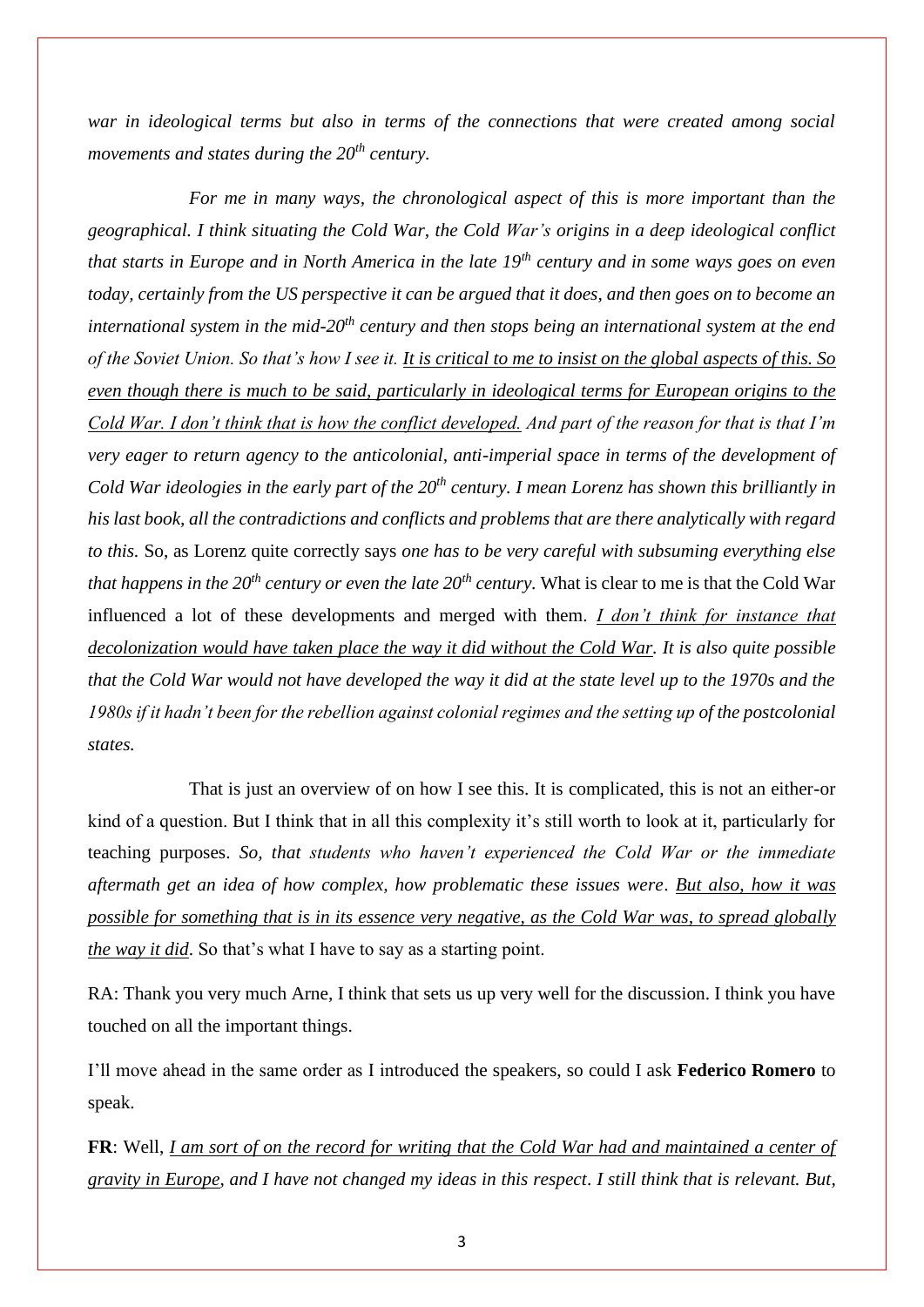*war in ideological terms but also in terms of the connections that were created among social movements and states during the 20th century.*

*For me in many ways, the chronological aspect of this is more important than the geographical. I think situating the Cold War, the Cold War's origins in a deep ideological conflict that starts in Europe and in North America in the late 19th century and in some ways goes on even today, certainly from the US perspective it can be argued that it does, and then goes on to become an international system in the mid-20th century and then stops being an international system at the end of the Soviet Union. So that's how I see it. <u>It is critical to me to insist on the global aspects of this. So even though there is much to be said, particularly in ideological terms for European origins to the Cold War. I don't think that is how the conflict developed.</u> And part of the reason for that is that I'm very eager to return agency to the anticolonial, anti-imperial space in terms of the development of Cold War ideologies in the early part of the 20th century. I mean Lorenz has shown this brilliantly in his last book, all the contradictions and conflicts and problems that are there analytically with regard to this.* So, as Lorenz quite correctly says *one has to be very careful with subsuming everything else that happens in the 20th century or even the late 20th century.* What is clear to me is that the Cold War influenced a lot of these developments and merged with them. *<u>I don't think for instance that decolonization would have taken place the way it did without the Cold War</u>. It is also quite possible that the Cold War would not have developed the way it did at the state level up to the 1970s and the 1980s if it hadn't been for the rebellion against colonial regimes and the setting up of the postcolonial states.*

That is just an overview of on how I see this. It is complicated, this is not an either-or kind of a question. But I think that in all this complexity it's still worth to look at it, particularly for teaching purposes. *So, that students who haven't experienced the Cold War or the immediate aftermath get an idea of how complex, how problematic these issues were*. *<u>But also, how it was possible for something that is in its essence very negative, as the Cold War was, to spread globally the way it did</u>*. So that's what I have to say as a starting point.

RA: Thank you very much Arne, I think that sets us up very well for the discussion. I think you have touched on all the important things.

I'll move ahead in the same order as I introduced the speakers, so could I ask **Federico Romero** to speak.

**FR**: Well, *<u>I am sort of on the record for writing that the Cold War had and maintained a center of gravity in Europe</u>, and I have not changed my ideas in this respect*. *I still think that is relevant. But,*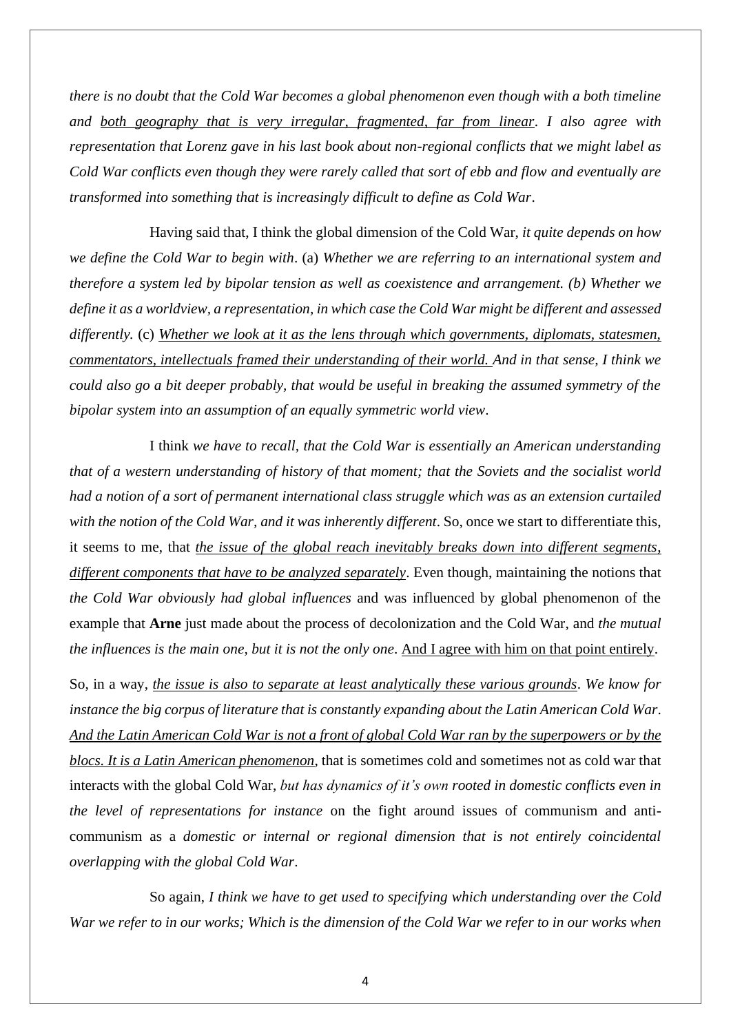*there is no doubt that the Cold War becomes a global phenomenon even though with a both timeline and <u>both geography that is very irregular, fragmented, far from linear</u>. I also agree with representation that Lorenz gave in his last book about non-regional conflicts that we might label as Cold War conflicts even though they were rarely called that sort of ebb and flow and eventually are transformed into something that is increasingly difficult to define as Cold War*.

Having said that, I think the global dimension of the Cold War, *it quite depends on how we define the Cold War to begin with*. (a) *Whether we are referring to an international system and therefore a system led by bipolar tension as well as coexistence and arrangement. (b) Whether we define it as a worldview, a representation, in which case the Cold War might be different and assessed differently.* (c) *<u>Whether we look at it as the lens through which governments, diplomats, statesmen, commentators, intellectuals framed their understanding of their world.</u> And in that sense, I think we could also go a bit deeper probably, that would be useful in breaking the assumed symmetry of the bipolar system into an assumption of an equally symmetric world view*.

I think *we have to recall, that the Cold War is essentially an American understanding that of a western understanding of history of that moment; that the Soviets and the socialist world had a notion of a sort of permanent international class struggle which was as an extension curtailed with the notion of the Cold War, and it was inherently different*. So, once we start to differentiate this, it seems to me, that *<u>the issue of the global reach inevitably breaks down into different segments, different components that have to be analyzed separately</u>*. Even though, maintaining the notions that *the Cold War obviously had global influences* and was influenced by global phenomenon of the example that **Arne** just made about the process of decolonization and the Cold War, and *the mutual the influences is the main one, but it is not the only one*. <u>And I agree with him on that point entirely</u>.

So, in a way, *<u>the issue is also to separate at least analytically these various grounds</u>. We know for instance the big corpus of literature that is constantly expanding about the Latin American Cold War. <u>And the Latin American Cold War is not a front of global Cold War ran by the superpowers or by the blocs. It is a Latin American phenomenon</u>*, that is sometimes cold and sometimes not as cold war that interacts with the global Cold War, *but has dynamics of it's own rooted in domestic conflicts even in the level of representations for instance* on the fight around issues of communism and anti-communism as a *domestic or internal or regional dimension that is not entirely coincidental overlapping with the global Cold War*.

So again, *I think we have to get used to specifying which understanding over the Cold War we refer to in our works; Which is the dimension of the Cold War we refer to in our works when*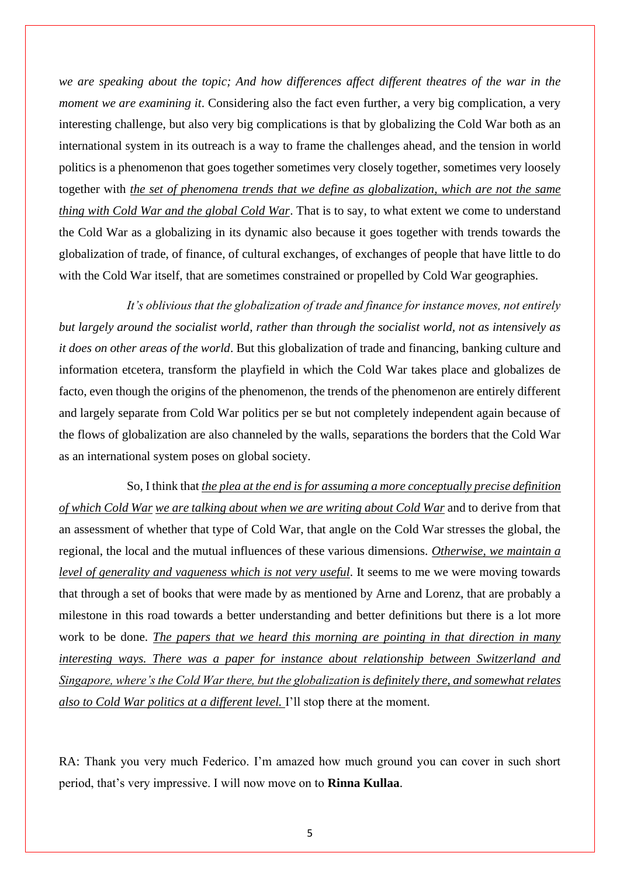*we are speaking about the topic; And how differences affect different theatres of the war in the moment we are examining it*. Considering also the fact even further, a very big complication, a very interesting challenge, but also very big complications is that by globalizing the Cold War both as an international system in its outreach is a way to frame the challenges ahead, and the tension in world politics is a phenomenon that goes together sometimes very closely together, sometimes very loosely together with *<u>the set of phenomena trends that we define as globalization, which are not the same thing with Cold War and the global Cold War</u>*. That is to say, to what extent we come to understand the Cold War as a globalizing in its dynamic also because it goes together with trends towards the globalization of trade, of finance, of cultural exchanges, of exchanges of people that have little to do with the Cold War itself, that are sometimes constrained or propelled by Cold War geographies.

*It's oblivious that the globalization of trade and finance for instance moves, not entirely but largely around the socialist world, rather than through the socialist world, not as intensively as it does on other areas of the world*. But this globalization of trade and financing, banking culture and information etcetera, transform the playfield in which the Cold War takes place and globalizes de facto, even though the origins of the phenomenon, the trends of the phenomenon are entirely different and largely separate from Cold War politics per se but not completely independent again because of the flows of globalization are also channeled by the walls, separations the borders that the Cold War as an international system poses on global society.

So, I think that *<u>the plea at the end is for assuming a more conceptually precise definition of which Cold War</u> <u>we are talking about when we are writing about Cold War</u>* and to derive from that an assessment of whether that type of Cold War, that angle on the Cold War stresses the global, the regional, the local and the mutual influences of these various dimensions. *<u>Otherwise, we maintain a level of generality and vagueness which is not very useful</u>*. It seems to me we were moving towards that through a set of books that were made by as mentioned by Arne and Lorenz, that are probably a milestone in this road towards a better understanding and better definitions but there is a lot more work to be done. *<u>The papers that we heard this morning are pointing in that direction in many interesting ways. There was a paper for instance about relationship between Switzerland and Singapore, where's the Cold War there, but the globalization is definitely there, and somewhat relates also to Cold War politics at a different level.</u>* I'll stop there at the moment.

RA: Thank you very much Federico. I'm amazed how much ground you can cover in such short period, that's very impressive. I will now move on to **Rinna Kullaa**.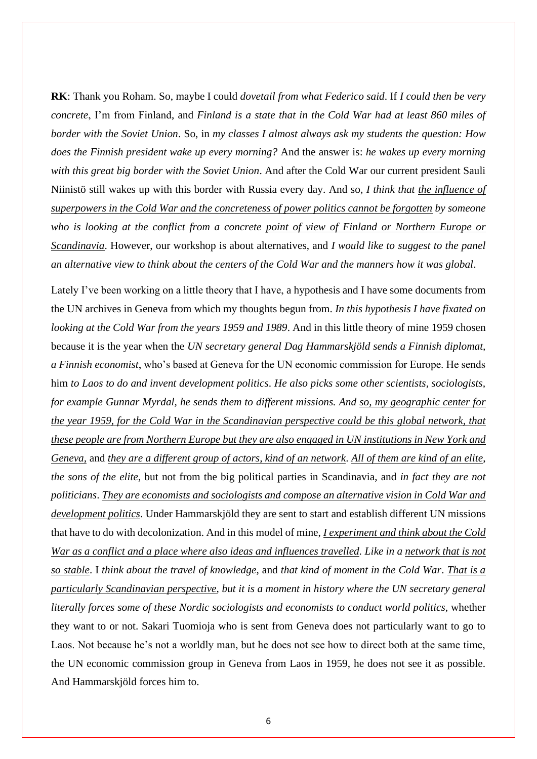**RK**: Thank you Roham. So, maybe I could *dovetail from what Federico said*. If *I could then be very concrete*, I'm from Finland, and *Finland is a state that in the Cold War had at least 860 miles of border with the Soviet Union*. So, in *my classes I almost always ask my students the question: How does the Finnish president wake up every morning?* And the answer is: *he wakes up every morning with this great big border with the Soviet Union*. And after the Cold War our current president Sauli Niinistö still wakes up with this border with Russia every day. And so, *I think that <u>the influence of superpowers in the Cold War and the concreteness of power politics cannot be forgotten</u> by someone who is looking at the conflict from a concrete <u>point of view of Finland or Northern Europe or Scandinavia</u>*. However, our workshop is about alternatives, and *I would like to suggest to the panel an alternative view to think about the centers of the Cold War and the manners how it was global*.

Lately I've been working on a little theory that I have, a hypothesis and I have some documents from the UN archives in Geneva from which my thoughts begun from. *In this hypothesis I have fixated on looking at the Cold War from the years 1959 and 1989*. And in this little theory of mine 1959 chosen because it is the year when the *UN secretary general Dag Hammarskjöld sends a Finnish diplomat, a Finnish economist*, who's based at Geneva for the UN economic commission for Europe. He sends him *to Laos to do and invent development politics*. *He also picks some other scientists, sociologists, for example Gunnar Myrdal, he sends them to different missions. And <u>so, my geographic center for the year 1959, for the Cold War in the Scandinavian perspective could be this global network, that these people are from Northern Europe but they are also engaged in UN institutions in New York and Geneva,</u>* and *<u>they are a different group of actors, kind of an network</u>*. *<u>All of them are kind of an elite</u>*, *the sons of the elite*, but not from the big political parties in Scandinavia, and *in fact they are not politicians*. *<u>They are economists and sociologists and compose an alternative vision in Cold War and development politics</u>*. Under Hammarskjöld they are sent to start and establish different UN missions that have to do with decolonization. And in this model of mine, *<u>I experiment and think about the Cold War as a conflict and a place where also ideas and influences travelled</u>. Like in a <u>network that is not so stable</u>*. I *think about the travel of knowledge*, and *that kind of moment in the Cold War*. *<u>That is a particularly Scandinavian perspective</u>, but it is a moment in history where the UN secretary general literally forces some of these Nordic sociologists and economists to conduct world politics*, whether they want to or not. Sakari Tuomioja who is sent from Geneva does not particularly want to go to Laos. Not because he's not a worldly man, but he does not see how to direct both at the same time, the UN economic commission group in Geneva from Laos in 1959, he does not see it as possible. And Hammarskjöld forces him to.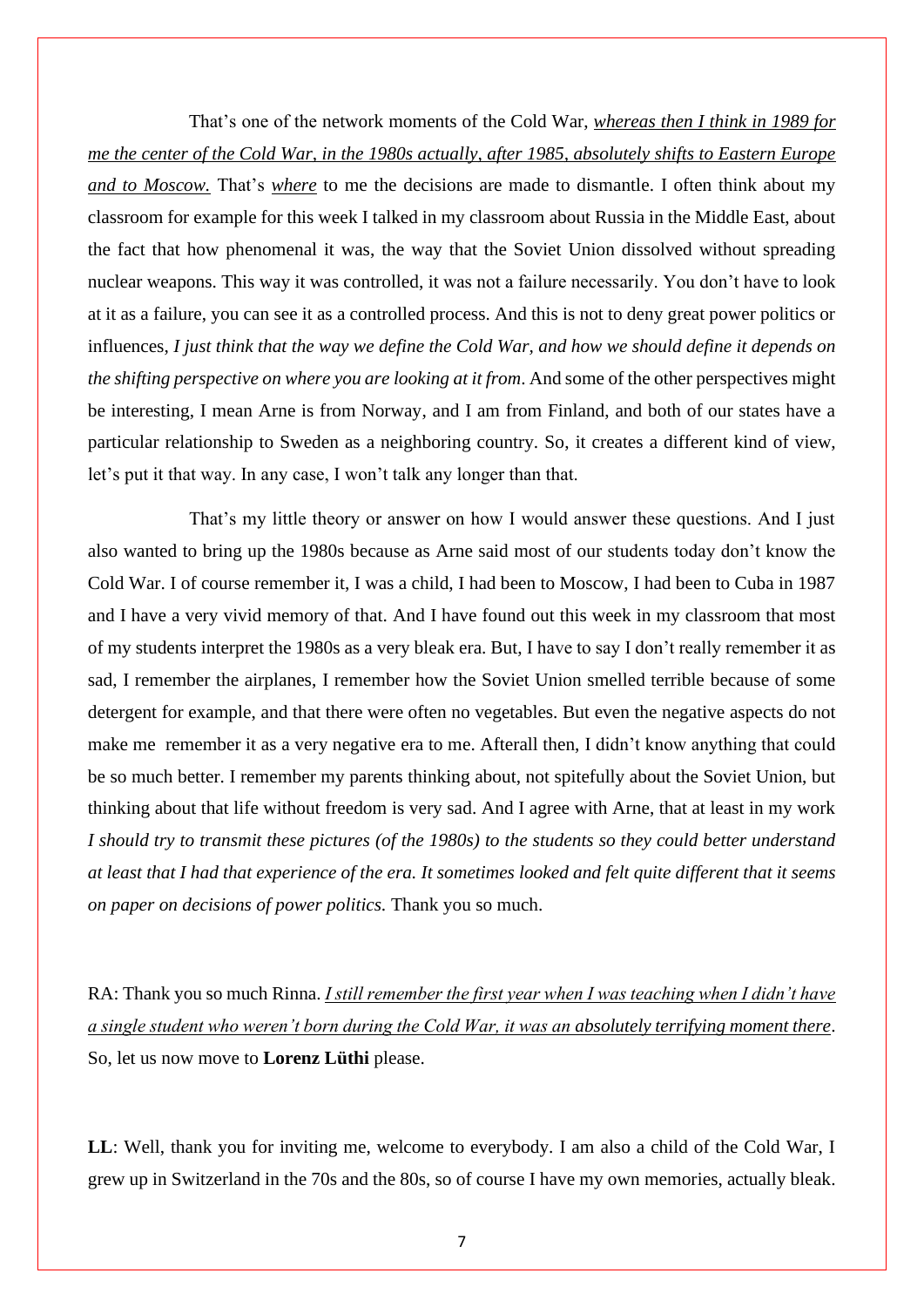That's one of the network moments of the Cold War, _*whereas then I think in 1989 for me the center of the Cold War, in the 1980s actually, after 1985, absolutely shifts to Eastern Europe and to Moscow.*_ That's _*where*_ to me the decisions are made to dismantle. I often think about my classroom for example for this week I talked in my classroom about Russia in the Middle East, about the fact that how phenomenal it was, the way that the Soviet Union dissolved without spreading nuclear weapons. This way it was controlled, it was not a failure necessarily. You don't have to look at it as a failure, you can see it as a controlled process. And this is not to deny great power politics or influences, *I just think that the way we define the Cold War, and how we should define it depends on the shifting perspective on where you are looking at it from*. And some of the other perspectives might be interesting, I mean Arne is from Norway, and I am from Finland, and both of our states have a particular relationship to Sweden as a neighboring country. So, it creates a different kind of view, let's put it that way. In any case, I won't talk any longer than that.

That's my little theory or answer on how I would answer these questions. And I just also wanted to bring up the 1980s because as Arne said most of our students today don't know the Cold War. I of course remember it, I was a child, I had been to Moscow, I had been to Cuba in 1987 and I have a very vivid memory of that. And I have found out this week in my classroom that most of my students interpret the 1980s as a very bleak era. But, I have to say I don't really remember it as sad, I remember the airplanes, I remember how the Soviet Union smelled terrible because of some detergent for example, and that there were often no vegetables. But even the negative aspects do not make me remember it as a very negative era to me. Afterall then, I didn't know anything that could be so much better. I remember my parents thinking about, not spitefully about the Soviet Union, but thinking about that life without freedom is very sad. And I agree with Arne, that at least in my work *I should try to transmit these pictures (of the 1980s) to the students so they could better understand at least that I had that experience of the era. It sometimes looked and felt quite different that it seems on paper on decisions of power politics.* Thank you so much.

RA: Thank you so much Rinna. _*I still remember the first year when I was teaching when I didn't have a single student who weren't born during the Cold War, it was an absolutely terrifying moment there*_. So, let us now move to **Lorenz Lüthi** please.

**LL**: Well, thank you for inviting me, welcome to everybody. I am also a child of the Cold War, I grew up in Switzerland in the 70s and the 80s, so of course I have my own memories, actually bleak.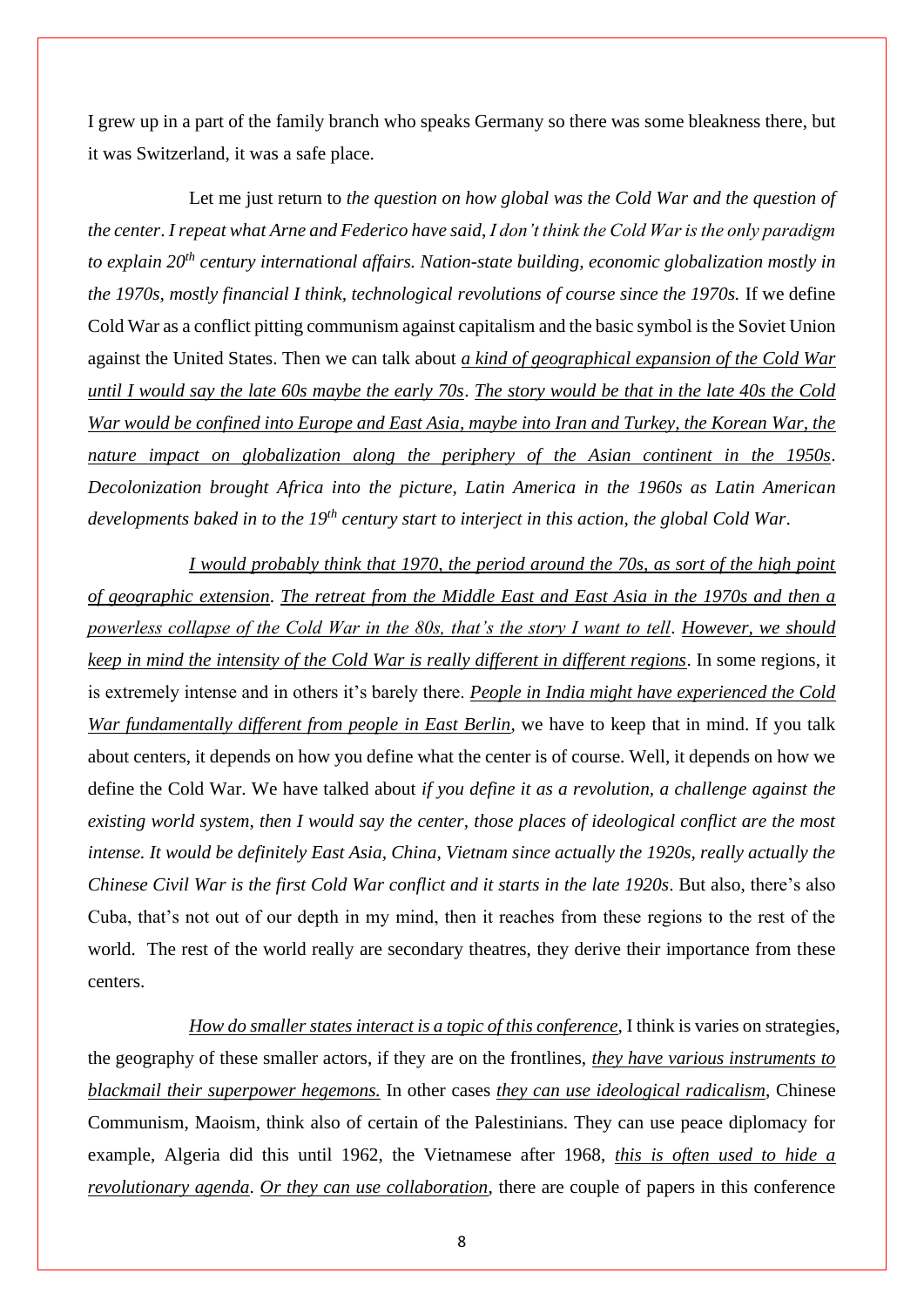I grew up in a part of the family branch who speaks Germany so there was some bleakness there, but it was Switzerland, it was a safe place.

Let me just return to *the question on how global was the Cold War and the question of the center*. *I repeat what Arne and Federico have said, I don't think the Cold War is the only paradigm to explain 20th century international affairs. Nation-state building, economic globalization mostly in the 1970s, mostly financial I think, technological revolutions of course since the 1970s.* If we define Cold War as a conflict pitting communism against capitalism and the basic symbol is the Soviet Union against the United States. Then we can talk about *a kind of geographical expansion of the Cold War until I would say the late 60s maybe the early 70s*. *The story would be that in the late 40s the Cold War would be confined into Europe and East Asia, maybe into Iran and Turkey, the Korean War, the nature impact on globalization along the periphery of the Asian continent in the 1950s*. *Decolonization brought Africa into the picture, Latin America in the 1960s as Latin American developments baked in to the 19th century start to interject in this action, the global Cold War*.

*I would probably think that 1970, the period around the 70s, as sort of the high point of geographic extension*. *The retreat from the Middle East and East Asia in the 1970s and then a powerless collapse of the Cold War in the 80s, that's the story I want to tell*. *However, we should keep in mind the intensity of the Cold War is really different in different regions*. In some regions, it is extremely intense and in others it's barely there. *People in India might have experienced the Cold War fundamentally different from people in East Berlin*, we have to keep that in mind. If you talk about centers, it depends on how you define what the center is of course. Well, it depends on how we define the Cold War. We have talked about *if you define it as a revolution, a challenge against the existing world system, then I would say the center, those places of ideological conflict are the most intense. It would be definitely East Asia, China, Vietnam since actually the 1920s, really actually the Chinese Civil War is the first Cold War conflict and it starts in the late 1920s*. But also, there's also Cuba, that's not out of our depth in my mind, then it reaches from these regions to the rest of the world. The rest of the world really are secondary theatres, they derive their importance from these centers.

*How do smaller states interact is a topic of this conference*, I think is varies on strategies, the geography of these smaller actors, if they are on the frontlines, *they have various instruments to blackmail their superpower hegemons.* In other cases *they can use ideological radicalism*, Chinese Communism, Maoism, think also of certain of the Palestinians. They can use peace diplomacy for example, Algeria did this until 1962, the Vietnamese after 1968, *this is often used to hide a revolutionary agenda*. *Or they can use collaboration*, there are couple of papers in this conference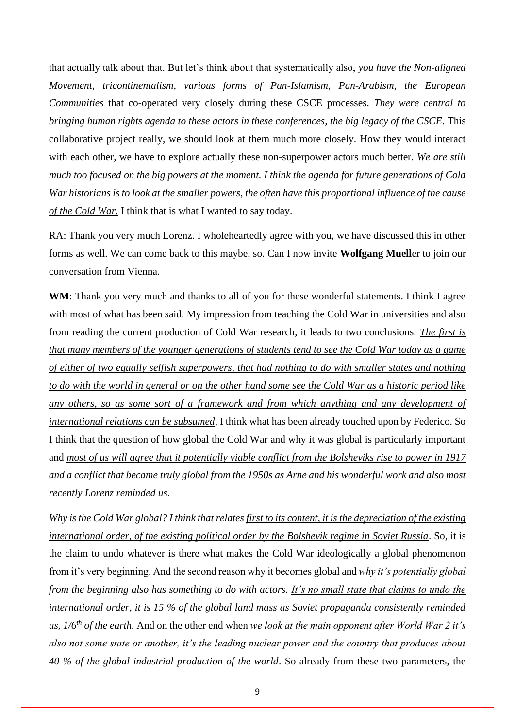that actually talk about that. But let's think about that systematically also, _you have the Non-aligned Movement, tricontinentalism, various forms of Pan-Islamism, Pan-Arabism, the European Communities_ that co-operated very closely during these CSCE processes. _They were central to bringing human rights agenda to these actors in these conferences, the big legacy of the CSCE_. This collaborative project really, we should look at them much more closely. How they would interact with each other, we have to explore actually these non-superpower actors much better. _We are still much too focused on the big powers at the moment. I think the agenda for future generations of Cold War historians is to look at the smaller powers, the often have this proportional influence of the cause of the Cold War._ I think that is what I wanted to say today.

RA: Thank you very much Lorenz. I wholeheartedly agree with you, we have discussed this in other forms as well. We can come back to this maybe, so. Can I now invite **Wolfgang Muell**er to join our conversation from Vienna.

**WM**: Thank you very much and thanks to all of you for these wonderful statements. I think I agree with most of what has been said. My impression from teaching the Cold War in universities and also from reading the current production of Cold War research, it leads to two conclusions. _The first is that many members of the younger generations of students tend to see the Cold War today as a game of either of two equally selfish superpowers, that had nothing to do with smaller states and nothing to do with the world in general or on the other hand some see the Cold War as a historic period like any others, so as some sort of a framework and from which anything and any development of international relations can be subsumed_, I think what has been already touched upon by Federico. So I think that the question of how global the Cold War and why it was global is particularly important and _most of us will agree that it potentially viable conflict from the Bolsheviks rise to power in 1917 and a conflict that became truly global from the 1950s as Arne and his wonderful work and also most recently Lorenz reminded us_.

_Why is the Cold War global? I think that relates first to its content, it is the depreciation of the existing international order, of the existing political order by the Bolshevik regime in Soviet Russia_. So, it is the claim to undo whatever is there what makes the Cold War ideologically a global phenomenon from it's very beginning. And the second reason why it becomes global and _why it's potentially global from the beginning also has something to do with actors. It's no small state that claims to undo the international order, it is 15 % of the global land mass as Soviet propaganda consistently reminded us, 1/6th of the earth._ And on the other end when _we look at the main opponent after World War 2 it's also not some state or another, it's the leading nuclear power and the country that produces about 40 % of the global industrial production of the world_. So already from these two parameters, the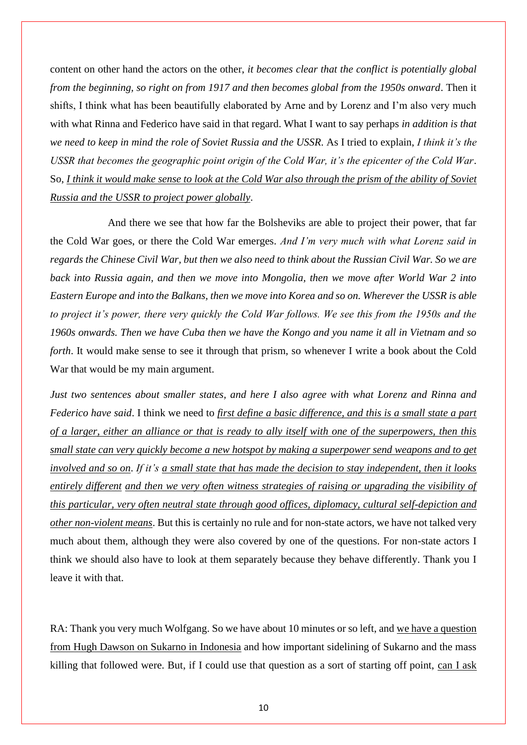content on other hand the actors on the other, *it becomes clear that the conflict is potentially global from the beginning, so right on from 1917 and then becomes global from the 1950s onward*. Then it shifts, I think what has been beautifully elaborated by Arne and by Lorenz and I'm also very much with what Rinna and Federico have said in that regard. What I want to say perhaps *in addition is that we need to keep in mind the role of Soviet Russia and the USSR*. As I tried to explain, *I think it's the USSR that becomes the geographic point origin of the Cold War, it's the epicenter of the Cold War*. So, <u>*I think it would make sense to look at the Cold War also through the prism of the ability of Soviet Russia and the USSR to project power globally*</u>.

And there we see that how far the Bolsheviks are able to project their power, that far the Cold War goes, or there the Cold War emerges. *And I'm very much with what Lorenz said in regards the Chinese Civil War, but then we also need to think about the Russian Civil War. So we are back into Russia again, and then we move into Mongolia, then we move after World War 2 into Eastern Europe and into the Balkans, then we move into Korea and so on. Wherever the USSR is able to project it's power, there very quickly the Cold War follows. We see this from the 1950s and the 1960s onwards. Then we have Cuba then we have the Kongo and you name it all in Vietnam and so forth*. It would make sense to see it through that prism, so whenever I write a book about the Cold War that would be my main argument.

*Just two sentences about smaller states, and here I also agree with what Lorenz and Rinna and Federico have said*. I think we need to <u>*first define a basic difference, and this is a small state a part of a larger, either an alliance or that is ready to ally itself with one of the superpowers, then this small state can very quickly become a new hotspot by making a superpower send weapons and to get involved and so on*</u>. *If it's* <u>*a small state that has made the decision to stay independent, then it looks entirely different*</u> <u>*and then we very often witness strategies of raising or upgrading the visibility of this particular, very often neutral state through good offices, diplomacy, cultural self-depiction and other non-violent means*</u>. But this is certainly no rule and for non-state actors, we have not talked very much about them, although they were also covered by one of the questions. For non-state actors I think we should also have to look at them separately because they behave differently. Thank you I leave it with that.

RA: Thank you very much Wolfgang. So we have about 10 minutes or so left, and <u>we have a question from Hugh Dawson on Sukarno in Indonesia</u> and how important sidelining of Sukarno and the mass killing that followed were. But, if I could use that question as a sort of starting off point, <u>can I ask</u>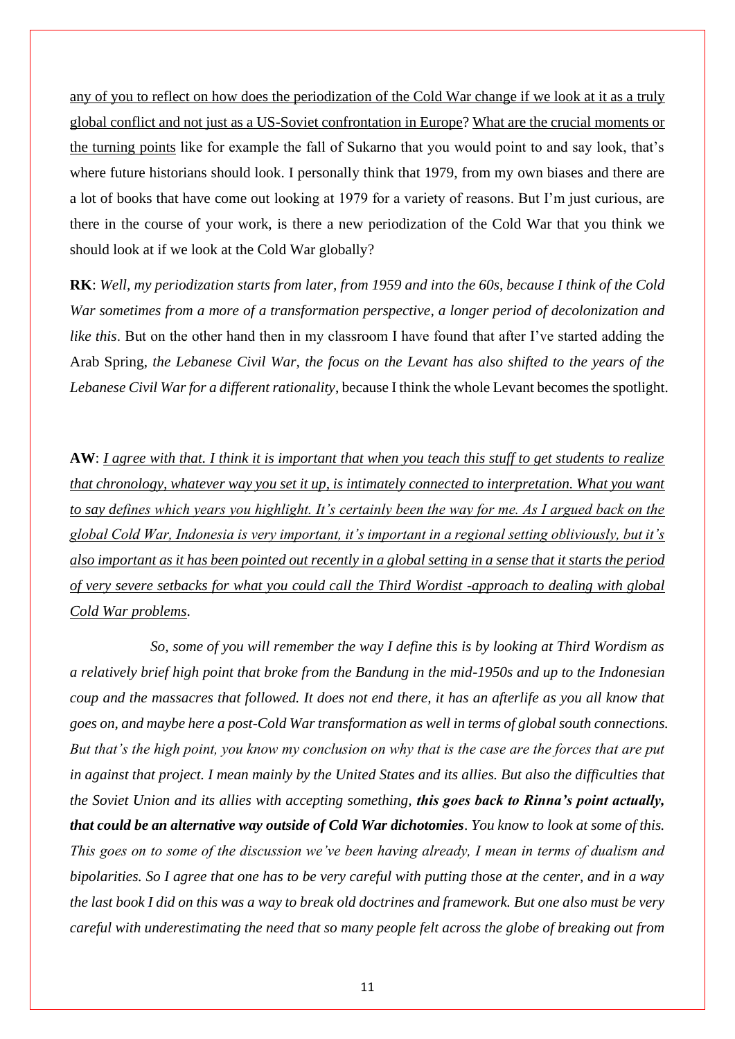<u>any of you to reflect on how does the periodization of the Cold War change if we look at it as a truly global conflict and not just as a US-Soviet confrontation in Europe</u>? <u>What are the crucial moments or the turning points</u> like for example the fall of Sukarno that you would point to and say look, that's where future historians should look. I personally think that 1979, from my own biases and there are a lot of books that have come out looking at 1979 for a variety of reasons. But I'm just curious, are there in the course of your work, is there a new periodization of the Cold War that you think we should look at if we look at the Cold War globally?

**RK**: *Well, my periodization starts from later, from 1959 and into the 60s, because I think of the Cold War sometimes from a more of a transformation perspective, a longer period of decolonization and like this*. But on the other hand then in my classroom I have found that after I've started adding the Arab Spring, *the Lebanese Civil War, the focus on the Levant has also shifted to the years of the Lebanese Civil War for a different rationality*, because I think the whole Levant becomes the spotlight.

**AW**: *<u>I agree with that. I think it is important that when you teach this stuff to get students to realize that chronology, whatever way you set it up, is intimately connected to interpretation. What you want to say defines which years you highlight. It's certainly been the way for me. As I argued back on the global Cold War, Indonesia is very important, it's important in a regional setting obliviously, but it's also important as it has been pointed out recently in a global setting in a sense that it starts the period of very severe setbacks for what you could call the Third Wordist -approach to dealing with global Cold War problems</u>.*

*So, some of you will remember the way I define this is by looking at Third Wordism as a relatively brief high point that broke from the Bandung in the mid-1950s and up to the Indonesian coup and the massacres that followed. It does not end there, it has an afterlife as you all know that goes on, and maybe here a post-Cold War transformation as well in terms of global south connections. But that's the high point, you know my conclusion on why that is the case are the forces that are put in against that project. I mean mainly by the United States and its allies. But also the difficulties that the Soviet Union and its allies with accepting something, **this goes back to Rinna's point actually, that could be an alternative way outside of Cold War dichotomies**. You know to look at some of this. This goes on to some of the discussion we've been having already, I mean in terms of dualism and bipolarities. So I agree that one has to be very careful with putting those at the center, and in a way the last book I did on this was a way to break old doctrines and framework. But one also must be very careful with underestimating the need that so many people felt across the globe of breaking out from*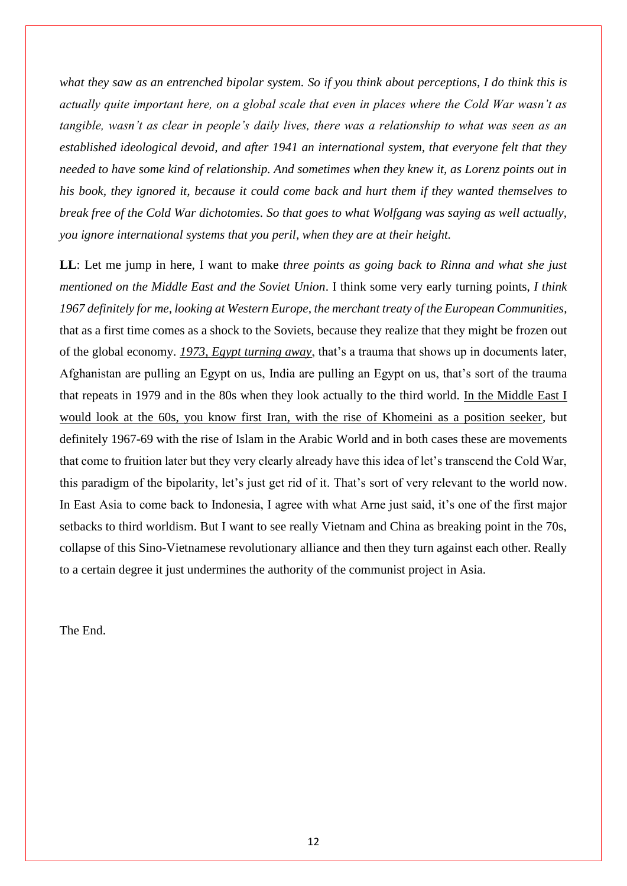*what they saw as an entrenched bipolar system. So if you think about perceptions, I do think this is actually quite important here, on a global scale that even in places where the Cold War wasn't as tangible, wasn't as clear in people's daily lives, there was a relationship to what was seen as an established ideological devoid, and after 1941 an international system, that everyone felt that they needed to have some kind of relationship. And sometimes when they knew it, as Lorenz points out in his book, they ignored it, because it could come back and hurt them if they wanted themselves to break free of the Cold War dichotomies. So that goes to what Wolfgang was saying as well actually, you ignore international systems that you peril, when they are at their height.*

**LL**: Let me jump in here, I want to make *three points as going back to Rinna and what she just mentioned on the Middle East and the Soviet Union*. I think some very early turning points, *I think 1967 definitely for me, looking at Western Europe, the merchant treaty of the European Communities*, that as a first time comes as a shock to the Soviets, because they realize that they might be frozen out of the global economy. <u>*1973, Egypt turning away*</u>, that's a trauma that shows up in documents later, Afghanistan are pulling an Egypt on us, India are pulling an Egypt on us, that's sort of the trauma that repeats in 1979 and in the 80s when they look actually to the third world. <u>In the Middle East I would look at the 60s, you know first Iran, with the rise of Khomeini as a position seeker</u>, but definitely 1967-69 with the rise of Islam in the Arabic World and in both cases these are movements that come to fruition later but they very clearly already have this idea of let's transcend the Cold War, this paradigm of the bipolarity, let's just get rid of it. That's sort of very relevant to the world now. In East Asia to come back to Indonesia, I agree with what Arne just said, it's one of the first major setbacks to third worldism. But I want to see really Vietnam and China as breaking point in the 70s, collapse of this Sino-Vietnamese revolutionary alliance and then they turn against each other. Really to a certain degree it just undermines the authority of the communist project in Asia.

The End.